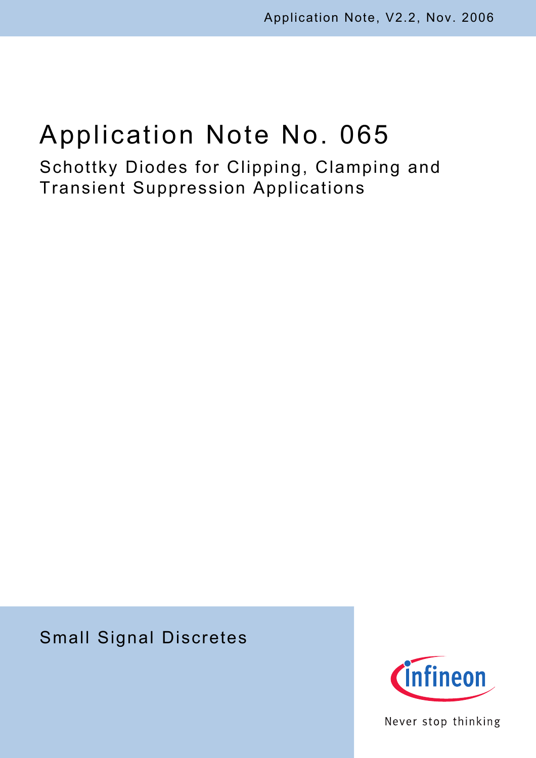Application Note, V2.2, Nov. 2006

# Application Note No. 065

## Schottky Diodes for Clipping, Clamping and Transient Suppression Applications

Small Signal Discretes

Never stop thinking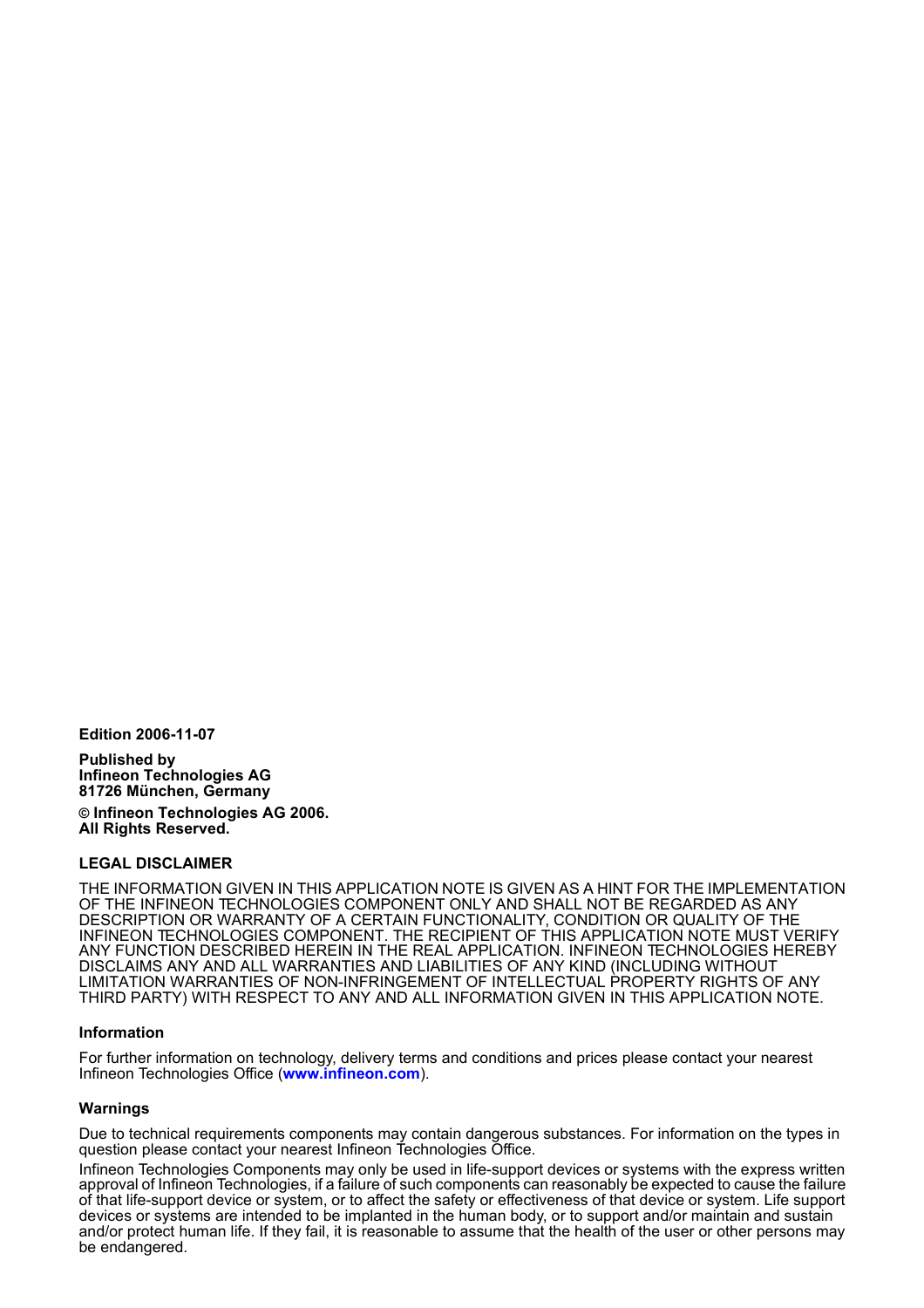**Edition 2006-11-07**

**Published by**
**Infineon Technologies AG**
**81726 München, Germany**

**© Infineon Technologies AG 2006.**
**All Rights Reserved.**

**LEGAL DISCLAIMER**

THE INFORMATION GIVEN IN THIS APPLICATION NOTE IS GIVEN AS A HINT FOR THE IMPLEMENTATION OF THE INFINEON TECHNOLOGIES COMPONENT ONLY AND SHALL NOT BE REGARDED AS ANY DESCRIPTION OR WARRANTY OF A CERTAIN FUNCTIONALITY, CONDITION OR QUALITY OF THE INFINEON TECHNOLOGIES COMPONENT. THE RECIPIENT OF THIS APPLICATION NOTE MUST VERIFY ANY FUNCTION DESCRIBED HEREIN IN THE REAL APPLICATION. INFINEON TECHNOLOGIES HEREBY DISCLAIMS ANY AND ALL WARRANTIES AND LIABILITIES OF ANY KIND (INCLUDING WITHOUT LIMITATION WARRANTIES OF NON-INFRINGEMENT OF INTELLECTUAL PROPERTY RIGHTS OF ANY THIRD PARTY) WITH RESPECT TO ANY AND ALL INFORMATION GIVEN IN THIS APPLICATION NOTE.

**Information**

For further information on technology, delivery terms and conditions and prices please contact your nearest Infineon Technologies Office (**www.infineon.com**).

**Warnings**

Due to technical requirements components may contain dangerous substances. For information on the types in question please contact your nearest Infineon Technologies Office.

Infineon Technologies Components may only be used in life-support devices or systems with the express written approval of Infineon Technologies, if a failure of such components can reasonably be expected to cause the failure of that life-support device or system, or to affect the safety or effectiveness of that device or system. Life support devices or systems are intended to be implanted in the human body, or to support and/or maintain and sustain and/or protect human life. If they fail, it is reasonable to assume that the health of the user or other persons may be endangered.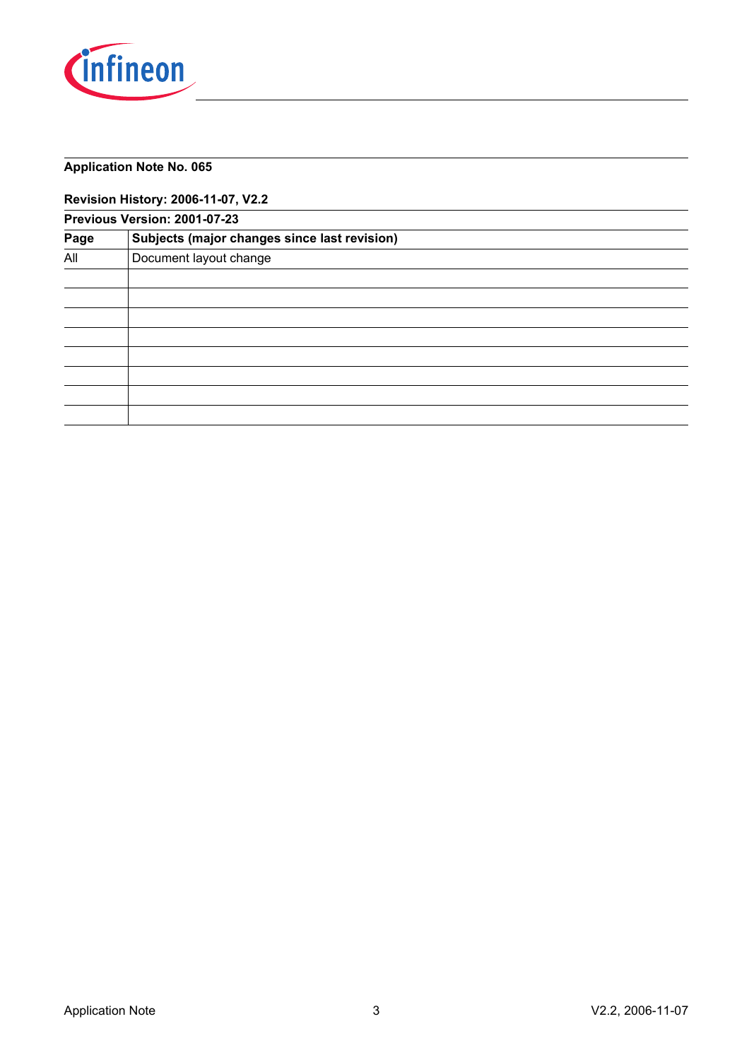**Application Note No. 065**

**Revision History: 2006-11-07, V2.2**

**Previous Version: 2001-07-23**

| Page | Subjects (major changes since last revision) |
|---|---|
| All | Document layout change |
| | |
| | |
| | |
| | |
| | |
| | |
| | |
| | |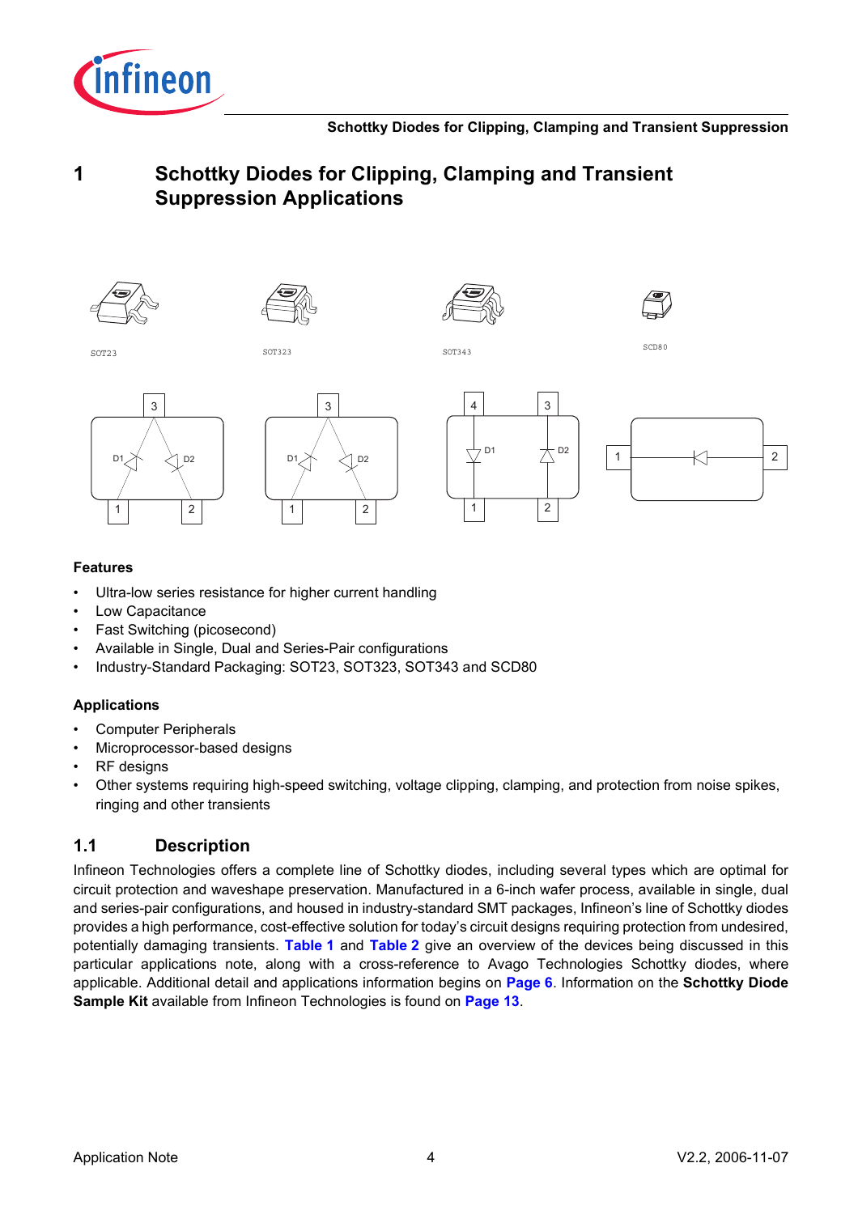# 1 Schottky Diodes for Clipping, Clamping and Transient Suppression Applications

SOT23 SOT323 SOT343 SCD80

### Features

- Ultra-low series resistance for higher current handling
- Low Capacitance
- Fast Switching (picosecond)
- Available in Single, Dual and Series-Pair configurations
- Industry-Standard Packaging: SOT23, SOT323, SOT343 and SCD80

### Applications

- Computer Peripherals
- Microprocessor-based designs
- RF designs
- Other systems requiring high-speed switching, voltage clipping, clamping, and protection from noise spikes, ringing and other transients

## 1.1 Description

Infineon Technologies offers a complete line of Schottky diodes, including several types which are optimal for circuit protection and waveshape preservation. Manufactured in a 6-inch wafer process, available in single, dual and series-pair configurations, and housed in industry-standard SMT packages, Infineon's line of Schottky diodes provides a high performance, cost-effective solution for today's circuit designs requiring protection from undesired, potentially damaging transients. **Table 1** and **Table 2** give an overview of the devices being discussed in this particular applications note, along with a cross-reference to Avago Technologies Schottky diodes, where applicable. Additional detail and applications information begins on **Page 6**. Information on the **Schottky Diode Sample Kit** available from Infineon Technologies is found on **Page 13**.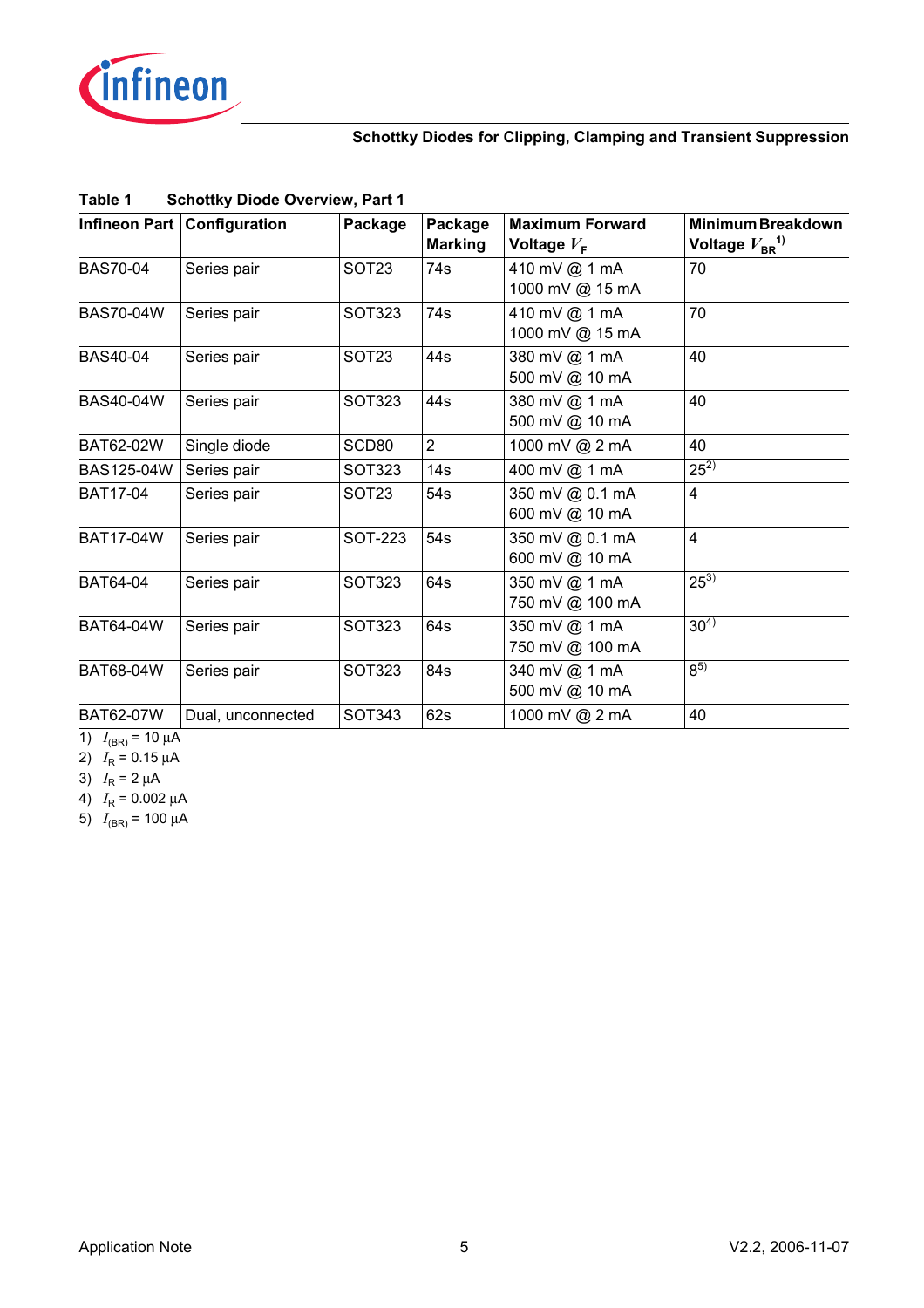**Table 1 Schottky Diode Overview, Part 1**

| Infineon Part | Configuration | Package | Package Marking | Maximum Forward Voltage $V_F$ | Minimum Breakdown Voltage $V_{BR}$[1)] |
|---|---|---|---|---|---|
| BAS70-04 | Series pair | SOT23 | 74s | 410 mV @ 1 mA<br>1000 mV @ 15 mA | 70 |
| BAS70-04W | Series pair | SOT323 | 74s | 410 mV @ 1 mA<br>1000 mV @ 15 mA | 70 |
| BAS40-04 | Series pair | SOT23 | 44s | 380 mV @ 1 mA<br>500 mV @ 10 mA | 40 |
| BAS40-04W | Series pair | SOT323 | 44s | 380 mV @ 1 mA<br>500 mV @ 10 mA | 40 |
| BAT62-02W | Single diode | SCD80 | 2 | 1000 mV @ 2 mA | 40 |
| BAS125-04W | Series pair | SOT323 | 14s | 400 mV @ 1 mA | 25[2)] |
| BAT17-04 | Series pair | SOT23 | 54s | 350 mV @ 0.1 mA<br>600 mV @ 10 mA | 4 |
| BAT17-04W | Series pair | SOT-223 | 54s | 350 mV @ 0.1 mA<br>600 mV @ 10 mA | 4 |
| BAT64-04 | Series pair | SOT323 | 64s | 350 mV @ 1 mA<br>750 mV @ 100 mA | 25[3)] |
| BAT64-04W | Series pair | SOT323 | 64s | 350 mV @ 1 mA<br>750 mV @ 100 mA | 30[4)] |
| BAT68-04W | Series pair | SOT323 | 84s | 340 mV @ 1 mA<br>500 mV @ 10 mA | 8[5)] |
| BAT62-07W | Dual, unconnected | SOT343 | 62s | 1000 mV @ 2 mA | 40 |

1) $I_{(BR)}$ = 10 µA
2) $I_R$ = 0.15 µA
3) $I_R$ = 2 µA
4) $I_R$ = 0.002 µA
5) $I_{(BR)}$ = 100 µA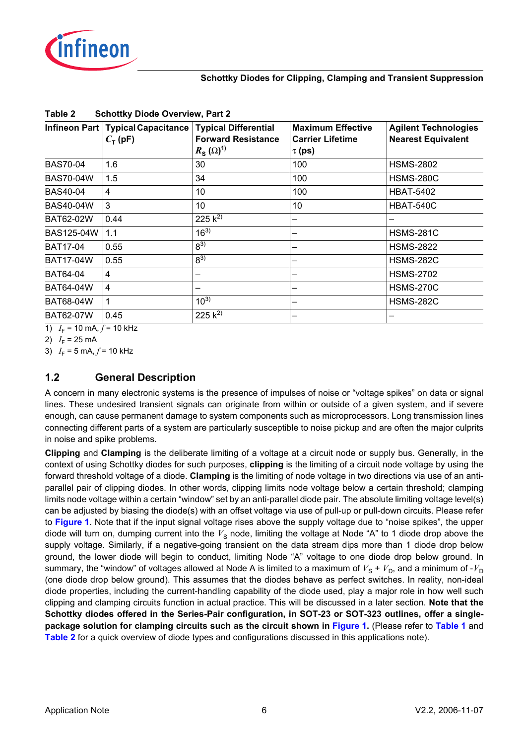**Table 2 Schottky Diode Overview, Part 2**

| Infineon Part | Typical Capacitance $C_T$ (pF) | Typical Differential Forward Resistance $R_S$ (Ω)[1] | Maximum Effective Carrier Lifetime τ (ps) | Agilent Technologies Nearest Equivalent |
|---|---|---|---|---|
| BAS70-04 | 1.6 | 30 | 100 | HSMS-2802 |
| BAS70-04W | 1.5 | 34 | 100 | HSMS-280C |
| BAS40-04 | 4 | 10 | 100 | HBAT-5402 |
| BAS40-04W | 3 | 10 | 10 | HBAT-540C |
| BAT62-02W | 0.44 | 225 k[2] | – | – |
| BAS125-04W | 1.1 | 16[3] | – | HSMS-281C |
| BAT17-04 | 0.55 | 8[3] | – | HSMS-2822 |
| BAT17-04W | 0.55 | 8[3] | – | HSMS-282C |
| BAT64-04 | 4 | – | – | HSMS-2702 |
| BAT64-04W | 4 | – | – | HSMS-270C |
| BAT68-04W | 1 | 10[3] | – | HSMS-282C |
| BAT62-07W | 0.45 | 225 k[2] | – | – |

1) $I_F$ = 10 mA, $f$ = 10 kHz

2) $I_F$ = 25 mA

3) $I_F$ = 5 mA, $f$ = 10 kHz

## 1.2 General Description

A concern in many electronic systems is the presence of impulses of noise or "voltage spikes" on data or signal lines. These undesired transient signals can originate from within or outside of a given system, and if severe enough, can cause permanent damage to system components such as microprocessors. Long transmission lines connecting different parts of a system are particularly susceptible to noise pickup and are often the major culprits in noise and spike problems.

**Clipping** and **Clamping** is the deliberate limiting of a voltage at a circuit node or supply bus. Generally, in the context of using Schottky diodes for such purposes, **clipping** is the limiting of a circuit node voltage by using the forward threshold voltage of a diode. **Clamping** is the limiting of node voltage in two directions via use of an anti-parallel pair of clipping diodes. In other words, clipping limits node voltage below a certain threshold; clamping limits node voltage within a certain "window" set by an anti-parallel diode pair. The absolute limiting voltage level(s) can be adjusted by biasing the diode(s) with an offset voltage via use of pull-up or pull-down circuits. Please refer to **Figure 1**. Note that if the input signal voltage rises above the supply voltage due to "noise spikes", the upper diode will turn on, dumping current into the $V_S$ node, limiting the voltage at Node "A" to 1 diode drop above the supply voltage. Similarly, if a negative-going transient on the data stream dips more than 1 diode drop below ground, the lower diode will begin to conduct, limiting Node "A" voltage to one diode drop below ground. In summary, the "window" of voltages allowed at Node A is limited to a maximum of $V_S + V_D$, and a minimum of $-V_D$ (one diode drop below ground). This assumes that the diodes behave as perfect switches. In reality, non-ideal diode properties, including the current-handling capability of the diode used, play a major role in how well such clipping and clamping circuits function in actual practice. This will be discussed in a later section. **Note that the Schottky diodes offered in the Series-Pair configuration, in SOT-23 or SOT-323 outlines, offer a single-package solution for clamping circuits such as the circuit shown in Figure 1.** (Please refer to **Table 1** and **Table 2** for a quick overview of diode types and configurations discussed in this applications note).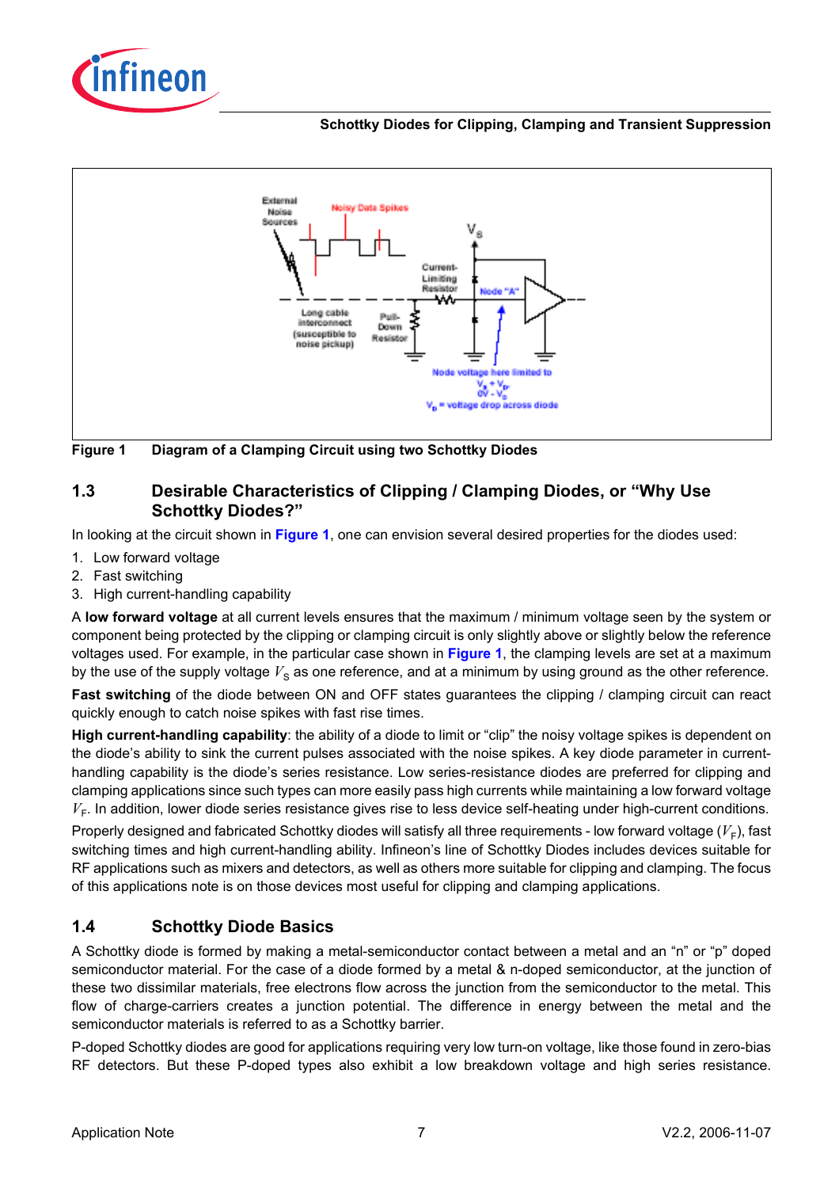Figure 1 Diagram of a Clamping Circuit using two Schottky Diodes

## 1.3 Desirable Characteristics of Clipping / Clamping Diodes, or “Why Use Schottky Diodes?”

In looking at the circuit shown in **Figure 1**, one can envision several desired properties for the diodes used:

1. Low forward voltage
2. Fast switching
3. High current-handling capability

A **low forward voltage** at all current levels ensures that the maximum / minimum voltage seen by the system or component being protected by the clipping or clamping circuit is only slightly above or slightly below the reference voltages used. For example, in the particular case shown in **Figure 1**, the clamping levels are set at a maximum by the use of the supply voltage $V_S$ as one reference, and at a minimum by using ground as the other reference.

**Fast switching** of the diode between ON and OFF states guarantees the clipping / clamping circuit can react quickly enough to catch noise spikes with fast rise times.

**High current-handling capability**: the ability of a diode to limit or “clip” the noisy voltage spikes is dependent on the diode’s ability to sink the current pulses associated with the noise spikes. A key diode parameter in current-handling capability is the diode’s series resistance. Low series-resistance diodes are preferred for clipping and clamping applications since such types can more easily pass high currents while maintaining a low forward voltage $V_F$. In addition, lower diode series resistance gives rise to less device self-heating under high-current conditions.

Properly designed and fabricated Schottky diodes will satisfy all three requirements - low forward voltage ($V_F$), fast switching times and high current-handling ability. Infineon’s line of Schottky Diodes includes devices suitable for RF applications such as mixers and detectors, as well as others more suitable for clipping and clamping. The focus of this applications note is on those devices most useful for clipping and clamping applications.

## 1.4 Schottky Diode Basics

A Schottky diode is formed by making a metal-semiconductor contact between a metal and an “n” or “p” doped semiconductor material. For the case of a diode formed by a metal & n-doped semiconductor, at the junction of these two dissimilar materials, free electrons flow across the junction from the semiconductor to the metal. This flow of charge-carriers creates a junction potential. The difference in energy between the metal and the semiconductor materials is referred to as a Schottky barrier.

P-doped Schottky diodes are good for applications requiring very low turn-on voltage, like those found in zero-bias RF detectors. But these P-doped types also exhibit a low breakdown voltage and high series resistance.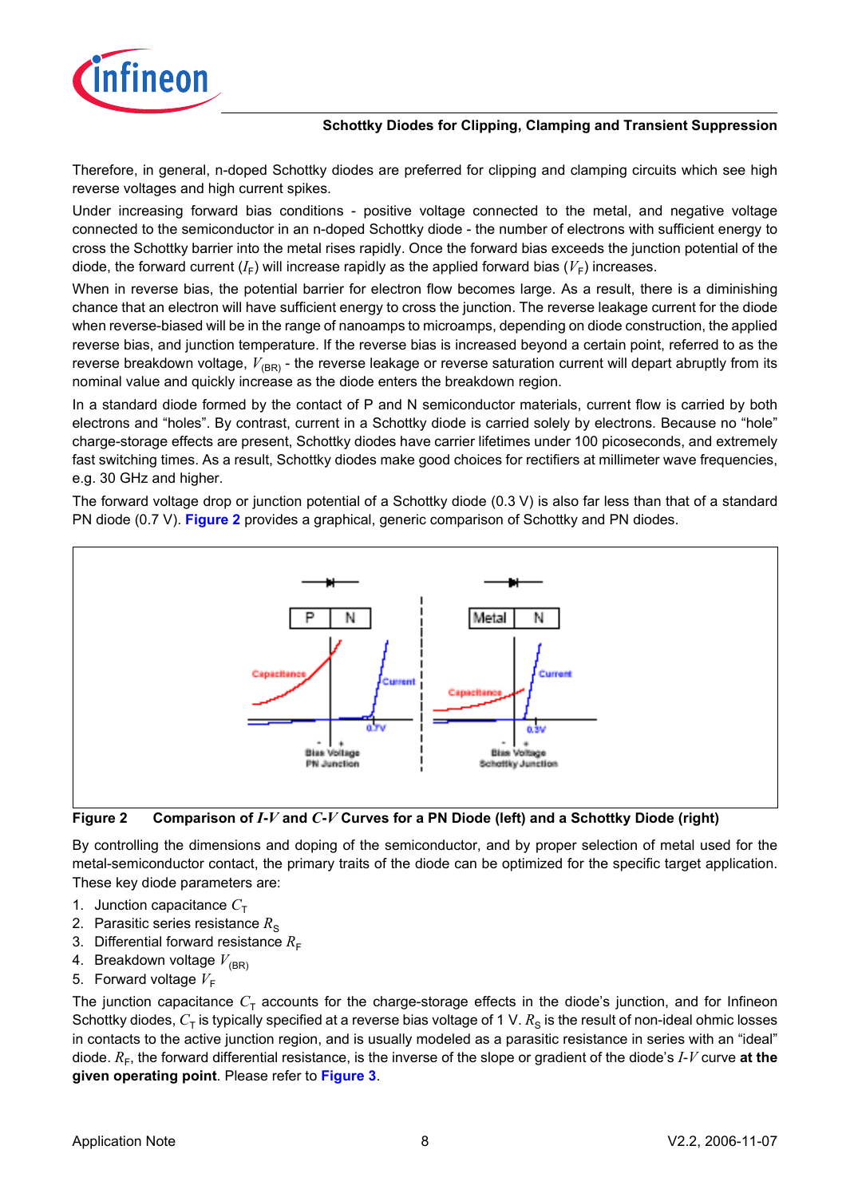Therefore, in general, n-doped Schottky diodes are preferred for clipping and clamping circuits which see high reverse voltages and high current spikes.

Under increasing forward bias conditions - positive voltage connected to the metal, and negative voltage connected to the semiconductor in an n-doped Schottky diode - the number of electrons with sufficient energy to cross the Schottky barrier into the metal rises rapidly. Once the forward bias exceeds the junction potential of the diode, the forward current ($I_F$) will increase rapidly as the applied forward bias ($V_F$) increases.

When in reverse bias, the potential barrier for electron flow becomes large. As a result, there is a diminishing chance that an electron will have sufficient energy to cross the junction. The reverse leakage current for the diode when reverse-biased will be in the range of nanoamps to microamps, depending on diode construction, the applied reverse bias, and junction temperature. If the reverse bias is increased beyond a certain point, referred to as the reverse breakdown voltage, $V_{(BR)}$ - the reverse leakage or reverse saturation current will depart abruptly from its nominal value and quickly increase as the diode enters the breakdown region.

In a standard diode formed by the contact of P and N semiconductor materials, current flow is carried by both electrons and "holes". By contrast, current in a Schottky diode is carried solely by electrons. Because no "hole" charge-storage effects are present, Schottky diodes have carrier lifetimes under 100 picoseconds, and extremely fast switching times. As a result, Schottky diodes make good choices for rectifiers at millimeter wave frequencies, e.g. 30 GHz and higher.

The forward voltage drop or junction potential of a Schottky diode (0.3 V) is also far less than that of a standard PN diode (0.7 V). **Figure 2** provides a graphical, generic comparison of Schottky and PN diodes.

**Figure 2 Comparison of $I$-$V$ and $C$-$V$ Curves for a PN Diode (left) and a Schottky Diode (right)**

By controlling the dimensions and doping of the semiconductor, and by proper selection of metal used for the metal-semiconductor contact, the primary traits of the diode can be optimized for the specific target application. These key diode parameters are:

1. Junction capacitance $C_T$
2. Parasitic series resistance $R_S$
3. Differential forward resistance $R_F$
4. Breakdown voltage $V_{(BR)}$
5. Forward voltage $V_F$

The junction capacitance $C_T$ accounts for the charge-storage effects in the diode's junction, and for Infineon Schottky diodes, $C_T$ is typically specified at a reverse bias voltage of 1 V. $R_S$ is the result of non-ideal ohmic losses in contacts to the active junction region, and is usually modeled as a parasitic resistance in series with an "ideal" diode. $R_F$, the forward differential resistance, is the inverse of the slope or gradient of the diode's $I$-$V$ curve **at the given operating point**. Please refer to **Figure 3**.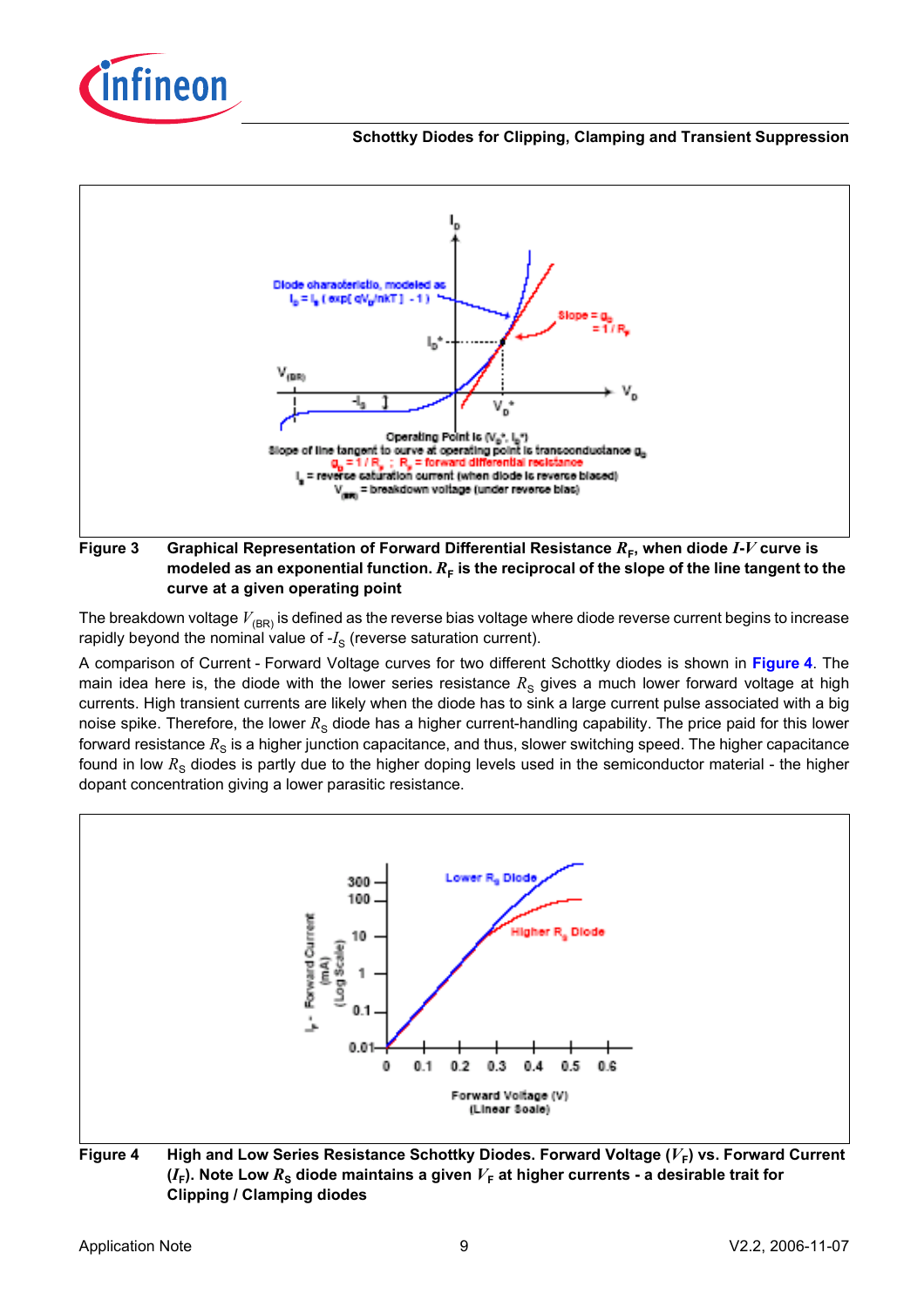**Figure 3 Graphical Representation of Forward Differential Resistance $R_F$, when diode $I$-$V$ curve is modeled as an exponential function. $R_F$ is the reciprocal of the slope of the line tangent to the curve at a given operating point**

The breakdown voltage $V_{(BR)}$ is defined as the reverse bias voltage where diode reverse current begins to increase rapidly beyond the nominal value of $-I_S$ (reverse saturation current).

A comparison of Current - Forward Voltage curves for two different Schottky diodes is shown in **Figure 4**. The main idea here is, the diode with the lower series resistance $R_S$ gives a much lower forward voltage at high currents. High transient currents are likely when the diode has to sink a large current pulse associated with a big noise spike. Therefore, the lower $R_S$ diode has a higher current-handling capability. The price paid for this lower forward resistance $R_S$ is a higher junction capacitance, and thus, slower switching speed. The higher capacitance found in low $R_S$ diodes is partly due to the higher doping levels used in the semiconductor material - the higher dopant concentration giving a lower parasitic resistance.

**Figure 4 High and Low Series Resistance Schottky Diodes. Forward Voltage ($V_F$) vs. Forward Current ($I_F$). Note Low $R_S$ diode maintains a given $V_F$ at higher currents - a desirable trait for Clipping / Clamping diodes**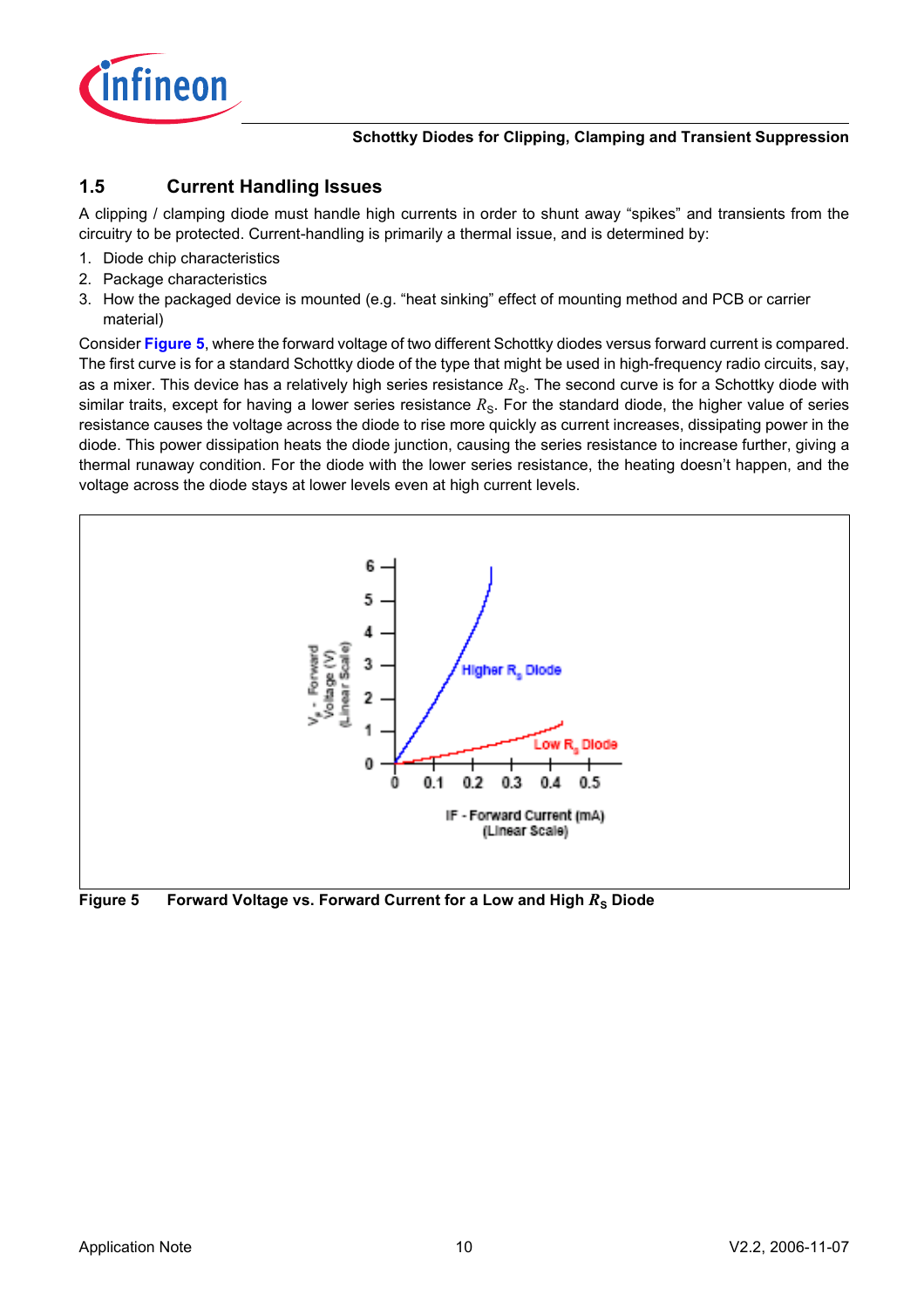## 1.5 Current Handling Issues

A clipping / clamping diode must handle high currents in order to shunt away "spikes" and transients from the circuitry to be protected. Current-handling is primarily a thermal issue, and is determined by:

1. Diode chip characteristics
2. Package characteristics
3. How the packaged device is mounted (e.g. "heat sinking" effect of mounting method and PCB or carrier material)

Consider **Figure 5**, where the forward voltage of two different Schottky diodes versus forward current is compared. The first curve is for a standard Schottky diode of the type that might be used in high-frequency radio circuits, say, as a mixer. This device has a relatively high series resistance $R_S$. The second curve is for a Schottky diode with similar traits, except for having a lower series resistance $R_S$. For the standard diode, the higher value of series resistance causes the voltage across the diode to rise more quickly as current increases, dissipating power in the diode. This power dissipation heats the diode junction, causing the series resistance to increase further, giving a thermal runaway condition. For the diode with the lower series resistance, the heating doesn't happen, and the voltage across the diode stays at lower levels even at high current levels.

**Figure 5 Forward Voltage vs. Forward Current for a Low and High $R_S$ Diode**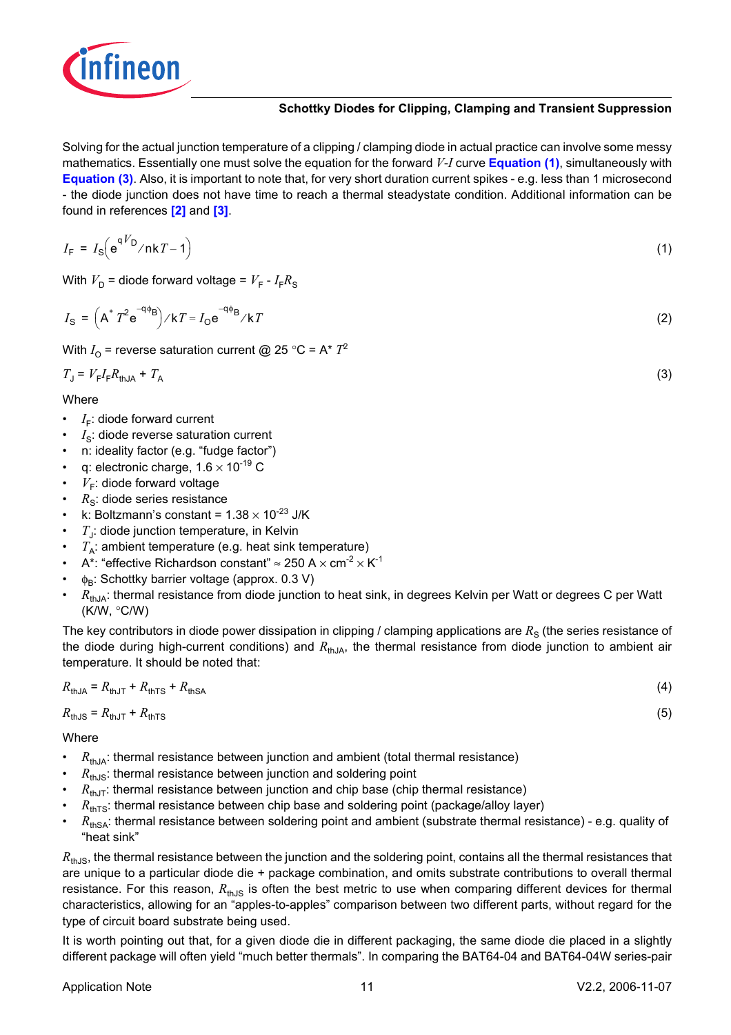Solving for the actual junction temperature of a clipping / clamping diode in actual practice can involve some messy mathematics. Essentially one must solve the equation for the forward $V$-$I$ curve **Equation (1)**, simultaneously with **Equation (3)**. Also, it is important to note that, for very short duration current spikes - e.g. less than 1 microsecond - the diode junction does not have time to reach a thermal steadystate condition. Additional information can be found in references **[2]** and **[3]**.

$$I_F = I_S\left(e^{qV_D/nkT} - 1\right) \tag{1}$$

With $V_D$ = diode forward voltage = $V_F$ - $I_F R_S$

$$I_S = \left(A^* T^2 e^{-q\phi_B}\right)/kT = I_O e^{-q\phi_B}/kT \tag{2}$$

With $I_O$ = reverse saturation current @ 25 °C = A* $T^2$

$$T_J = V_F I_F R_{thJA} + T_A \tag{3}$$

Where

- $I_F$: diode forward current
- $I_S$: diode reverse saturation current
- n: ideality factor (e.g. "fudge factor")
- q: electronic charge, $1.6 \times 10^{-19}$ C
- $V_F$: diode forward voltage
- $R_S$: diode series resistance
- k: Boltzmann's constant = $1.38 \times 10^{-23}$ J/K
- $T_J$: diode junction temperature, in Kelvin
- $T_A$: ambient temperature (e.g. heat sink temperature)
- A*: "effective Richardson constant" ≈ 250 A × cm$^{-2}$ × K$^{-1}$
- $\phi_B$: Schottky barrier voltage (approx. 0.3 V)
- $R_{thJA}$: thermal resistance from diode junction to heat sink, in degrees Kelvin per Watt or degrees C per Watt (K/W, °C/W)

The key contributors in diode power dissipation in clipping / clamping applications are $R_S$ (the series resistance of the diode during high-current conditions) and $R_{thJA}$, the thermal resistance from diode junction to ambient air temperature. It should be noted that:

$$R_{thJA} = R_{thJT} + R_{thTS} + R_{thSA} \tag{4}$$

$$R_{thJS} = R_{thJT} + R_{thTS} \tag{5}$$

Where

- $R_{thJA}$: thermal resistance between junction and ambient (total thermal resistance)
- $R_{thJS}$: thermal resistance between junction and soldering point
- $R_{thJT}$: thermal resistance between junction and chip base (chip thermal resistance)
- $R_{thTS}$: thermal resistance between chip base and soldering point (package/alloy layer)
- $R_{thSA}$: thermal resistance between soldering point and ambient (substrate thermal resistance) - e.g. quality of "heat sink"

$R_{thJS}$, the thermal resistance between the junction and the soldering point, contains all the thermal resistances that are unique to a particular diode die + package combination, and omits substrate contributions to overall thermal resistance. For this reason, $R_{thJS}$ is often the best metric to use when comparing different devices for thermal characteristics, allowing for an "apples-to-apples" comparison between two different parts, without regard for the type of circuit board substrate being used.

It is worth pointing out that, for a given diode die in different packaging, the same diode die placed in a slightly different package will often yield "much better thermals". In comparing the BAT64-04 and BAT64-04W series-pair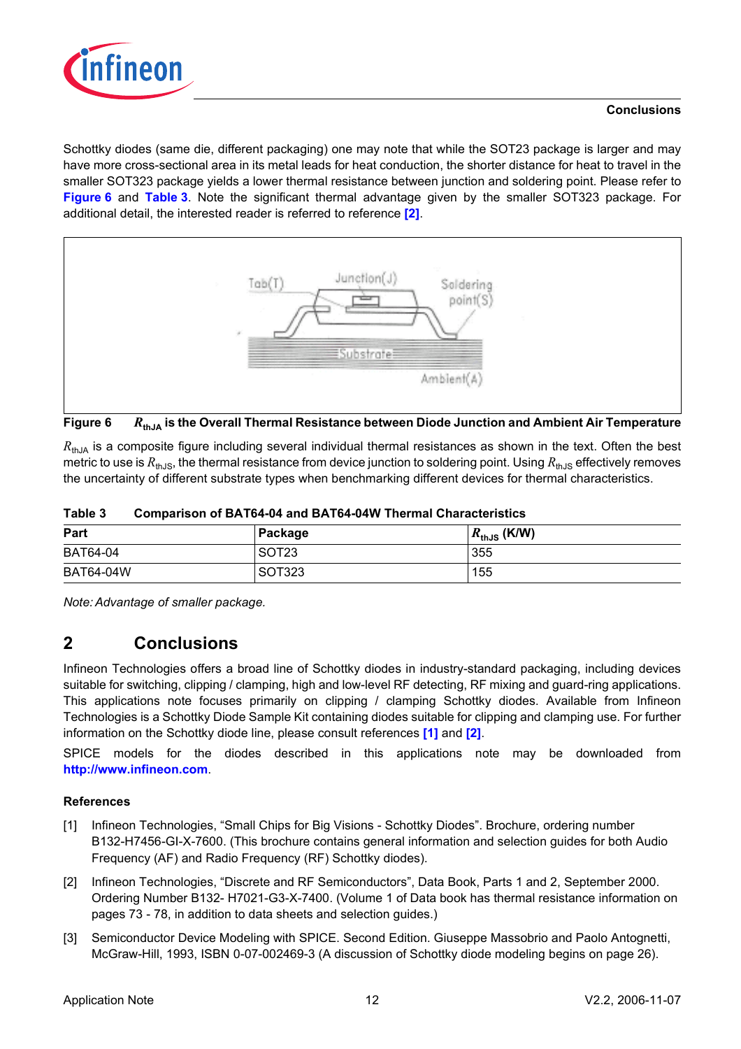Schottky diodes (same die, different packaging) one may note that while the SOT23 package is larger and may have more cross-sectional area in its metal leads for heat conduction, the shorter distance for heat to travel in the smaller SOT323 package yields a lower thermal resistance between junction and soldering point. Please refer to **Figure 6** and **Table 3**. Note the significant thermal advantage given by the smaller SOT323 package. For additional detail, the interested reader is referred to reference **[2]**.

**Figure 6** $R_{thJA}$ **is the Overall Thermal Resistance between Diode Junction and Ambient Air Temperature**

$R_{thJA}$ is a composite figure including several individual thermal resistances as shown in the text. Often the best metric to use is $R_{thJS}$, the thermal resistance from device junction to soldering point. Using $R_{thJS}$ effectively removes the uncertainty of different substrate types when benchmarking different devices for thermal characteristics.

**Table 3 Comparison of BAT64-04 and BAT64-04W Thermal Characteristics**

| Part | Package | $R_{thJS}$ (K/W) |
|---|---|---|
| BAT64-04 | SOT23 | 355 |
| BAT64-04W | SOT323 | 155 |

*Note: Advantage of smaller package.*

## 2 Conclusions

Infineon Technologies offers a broad line of Schottky diodes in industry-standard packaging, including devices suitable for switching, clipping / clamping, high and low-level RF detecting, RF mixing and guard-ring applications. This applications note focuses primarily on clipping / clamping Schottky diodes. Available from Infineon Technologies is a Schottky Diode Sample Kit containing diodes suitable for clipping and clamping use. For further information on the Schottky diode line, please consult references **[1]** and **[2]**.

SPICE models for the diodes described in this applications note may be downloaded from **http://www.infineon.com**.

### References

[1] Infineon Technologies, “Small Chips for Big Visions - Schottky Diodes”. Brochure, ordering number B132-H7456-GI-X-7600. (This brochure contains general information and selection guides for both Audio Frequency (AF) and Radio Frequency (RF) Schottky diodes).

[2] Infineon Technologies, “Discrete and RF Semiconductors”, Data Book, Parts 1 and 2, September 2000. Ordering Number B132- H7021-G3-X-7400. (Volume 1 of Data book has thermal resistance information on pages 73 - 78, in addition to data sheets and selection guides.)

[3] Semiconductor Device Modeling with SPICE. Second Edition. Giuseppe Massobrio and Paolo Antognetti, McGraw-Hill, 1993, ISBN 0-07-002469-3 (A discussion of Schottky diode modeling begins on page 26).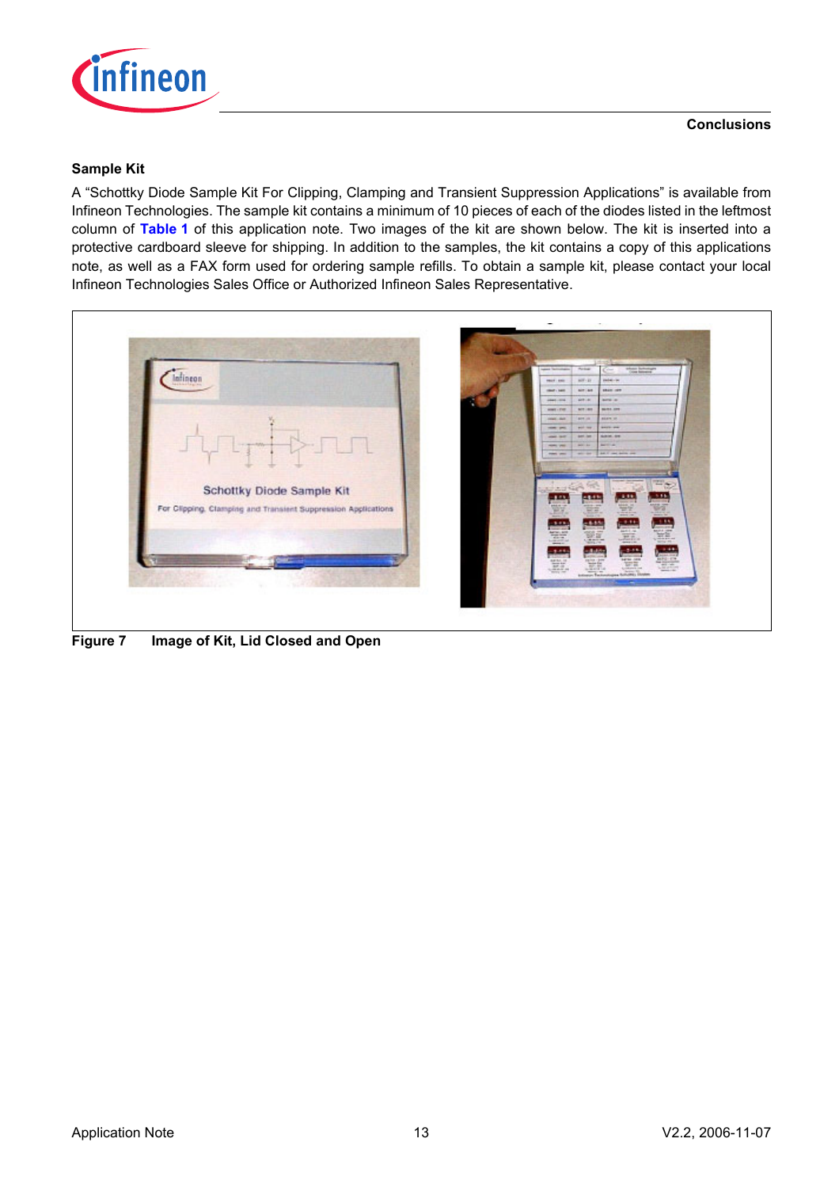## Sample Kit

A "Schottky Diode Sample Kit For Clipping, Clamping and Transient Suppression Applications" is available from Infineon Technologies. The sample kit contains a minimum of 10 pieces of each of the diodes listed in the leftmost column of **Table 1** of this application note. Two images of the kit are shown below. The kit is inserted into a protective cardboard sleeve for shipping. In addition to the samples, the kit contains a copy of this applications note, as well as a FAX form used for ordering sample refills. To obtain a sample kit, please contact your local Infineon Technologies Sales Office or Authorized Infineon Sales Representative.

**Figure 7 Image of Kit, Lid Closed and Open**